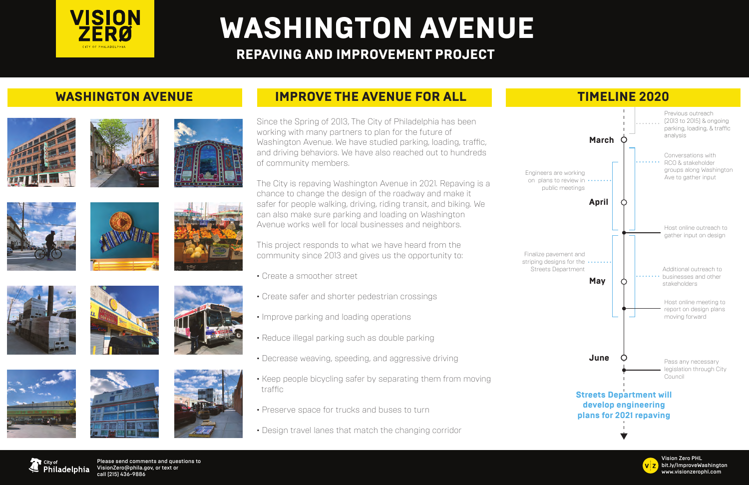# WASHINGTON AVENUE

## REPAVING AND IMPROVEMENT PROJECT

VISION ZERØ
CITY OF PHILADELPHIA

## WASHINGTON AVENUE

## IMPROVE THE AVENUE FOR ALL

Since the Spring of 2013, The City of Philadelphia has been working with many partners to plan for the future of Washington Avenue. We have studied parking, loading, traffic, and driving behaviors. We have also reached out to hundreds of community members.

The City is repaving Washington Avenue in 2021. Repaving is a chance to change the design of the roadway and make it safer for people walking, driving, riding transit, and biking. We can also make sure parking and loading on Washington Avenue works well for local businesses and neighbors.

This project responds to what we have heard from the community since 2013 and gives us the opportunity to:

- Create a smoother street
- Create safer and shorter pedestrian crossings
- Improve parking and loading operations
- Reduce illegal parking such as double parking
- Decrease weaving, speeding, and aggressive driving
- Keep people bicycling safer by separating them from moving traffic
- Preserve space for trucks and buses to turn
- Design travel lanes that match the changing corridor

## TIMELINE 2020

Previous outreach (2013 to 2015) & ongoing parking, loading, & traffic analysis

**March**

Conversations with RCO & stakeholder groups along Washington Ave to gather input

Engineers are working on plans to review in public meetings

**April**

Host online outreach to gather input on design

Finalize pavement and striping designs for the Streets Department

Additional outreach to businesses and other stakeholders

**May**

Host online meeting to report on design plans moving forward

**June**

Pass any necessary legislation through City Council

**Streets Department will develop engineering plans for 2021 repaving**

City of Philadelphia

Please send comments and questions to VisionZero@phila.gov, or text or call (215) 436-9886

Vision Zero PHL
bit.ly/ImproveWashington
www.visionzerophl.com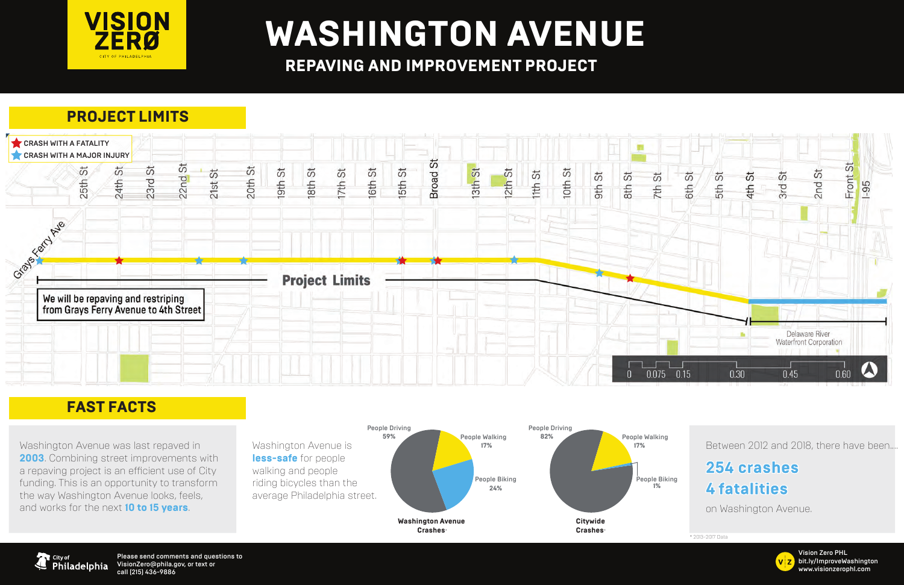VISION ZERØ

CITY OF PHILADELPHIA

# WASHINGTON AVENUE

## REPAVING AND IMPROVEMENT PROJECT

## PROJECT LIMITS

CRASH WITH A FATALITY

CRASH WITH A MAJOR INJURY

25th St, 24th St, 23rd St, 22nd St, 21st St, 20th St, 19th St, 18th St, 17th St, 16th St, 15th St, Broad St, 13th St, 12th St, 11th St, 10th St, 9th St, 8th St, 7th St, 6th St, 5th St, 4th St, 3rd St, 2nd St, Front St, I-95

Grays Ferry Ave

Project Limits

We will be repaving and restriping from Grays Ferry Avenue to 4th Street

Delaware River Waterfront Corporation

0 0.075 0.15 0.30 0.45 0.60

## FAST FACTS

Washington Avenue was last repaved in **2003**. Combining street improvements with a repaving project is an efficient use of City funding. This is an opportunity to transform the way Washington Avenue looks, feels, and works for the next **10 to 15 years**.

Washington Avenue is **less-safe** for people walking and people riding bicycles than the average Philadelphia street.

People Driving 59%

People Walking 17%

People Biking 24%

**Washington Avenue Crashes***

People Driving 82%

People Walking 17%

People Biking 1%

**Citywide Crashes***

\* 2013-2017 Data

Between 2012 and 2018, there have been....

**254 crashes**

**4 fatalities**

on Washington Avenue.

City of Philadelphia

Please send comments and questions to VisionZero@phila.gov, or text or call (215) 436-9886

Vision Zero PHL
bit.ly/ImproveWashington
www.visionzerophl.com